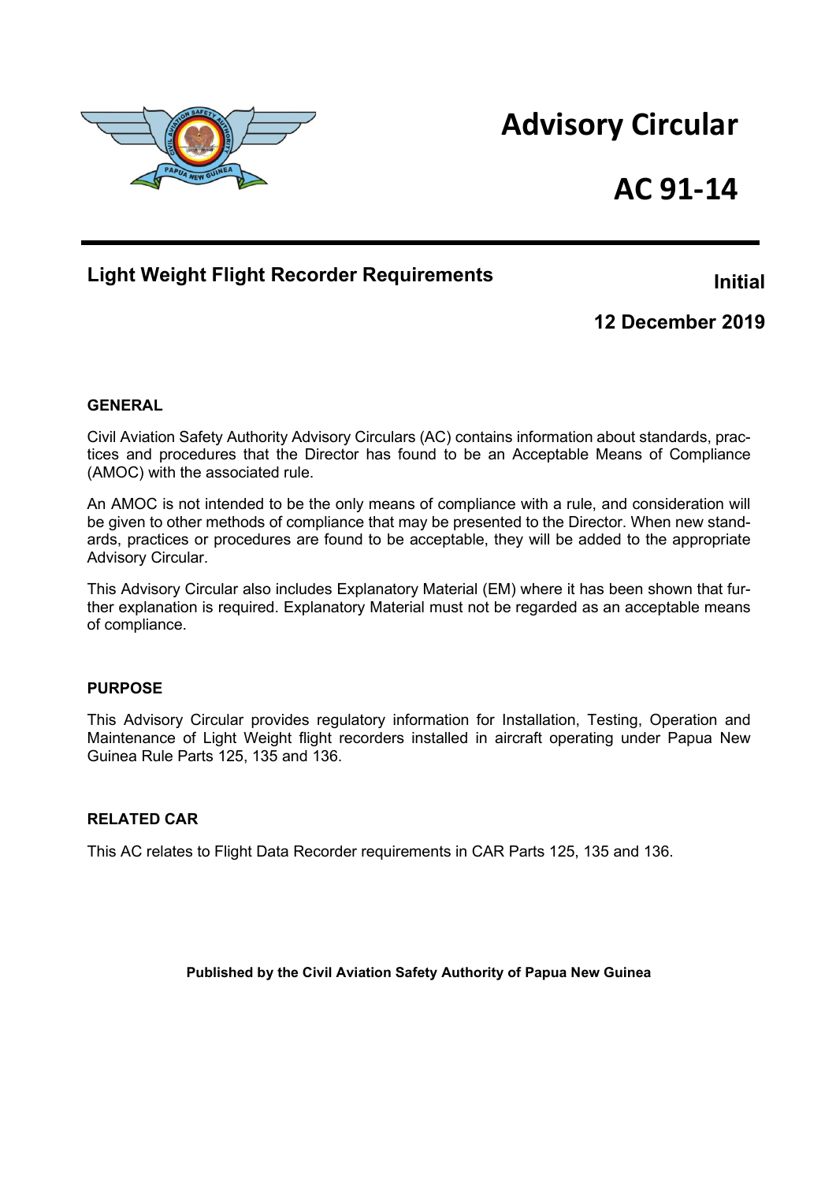# Advisory Circular

# AC 91-14

## Light Weight Flight Recorder Requirements

**Initial**

**12 December 2019**

### GENERAL

Civil Aviation Safety Authority Advisory Circulars (AC) contains information about standards, practices and procedures that the Director has found to be an Acceptable Means of Compliance (AMOC) with the associated rule.

An AMOC is not intended to be the only means of compliance with a rule, and consideration will be given to other methods of compliance that may be presented to the Director. When new standards, practices or procedures are found to be acceptable, they will be added to the appropriate Advisory Circular.

This Advisory Circular also includes Explanatory Material (EM) where it has been shown that further explanation is required. Explanatory Material must not be regarded as an acceptable means of compliance.

### PURPOSE

This Advisory Circular provides regulatory information for Installation, Testing, Operation and Maintenance of Light Weight flight recorders installed in aircraft operating under Papua New Guinea Rule Parts 125, 135 and 136.

### RELATED CAR

This AC relates to Flight Data Recorder requirements in CAR Parts 125, 135 and 136.

**Published by the Civil Aviation Safety Authority of Papua New Guinea**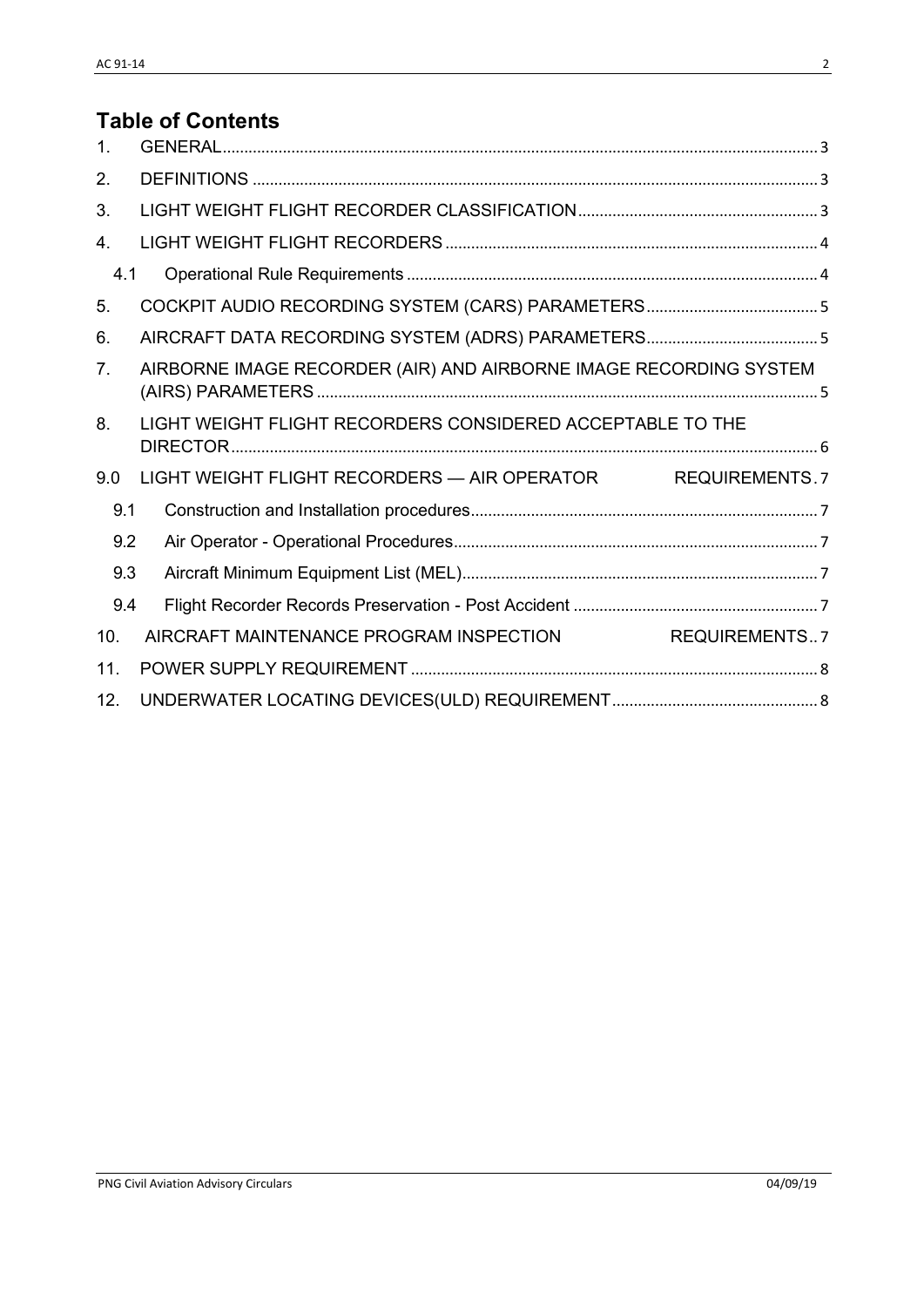# Table of Contents

1. GENERAL ........................................................................................................................ 3
2. DEFINITIONS ................................................................................................................. 3
3. LIGHT WEIGHT FLIGHT RECORDER CLASSIFICATION ....................................................... 3
4. LIGHT WEIGHT FLIGHT RECORDERS ..................................................................................... 4
   - 4.1 Operational Rule Requirements ................................................................................... 4
5. COCKPIT AUDIO RECORDING SYSTEM (CARS) PARAMETERS ........................................ 5
6. AIRCRAFT DATA RECORDING SYSTEM (ADRS) PARAMETERS ........................................ 5
7. AIRBORNE IMAGE RECORDER (AIR) AND AIRBORNE IMAGE RECORDING SYSTEM (AIRS) PARAMETERS ........................................................................................................... 5
8. LIGHT WEIGHT FLIGHT RECORDERS CONSIDERED ACCEPTABLE TO THE DIRECTOR ...................................................................................................................... 6

9.0 LIGHT WEIGHT FLIGHT RECORDERS — AIR OPERATOR REQUIREMENTS . 7
   - 9.1 Construction and Installation procedures ................................................................ 7
   - 9.2 Air Operator - Operational Procedures .................................................................... 7
   - 9.3 Aircraft Minimum Equipment List (MEL) .................................................................. 7
   - 9.4 Flight Recorder Records Preservation - Post Accident ............................................ 7

10. AIRCRAFT MAINTENANCE PROGRAM INSPECTION REQUIREMENTS .. 7
11. POWER SUPPLY REQUIREMENT ............................................................................. 8
12. UNDERWATER LOCATING DEVICES(ULD) REQUIREMENT ................................................ 8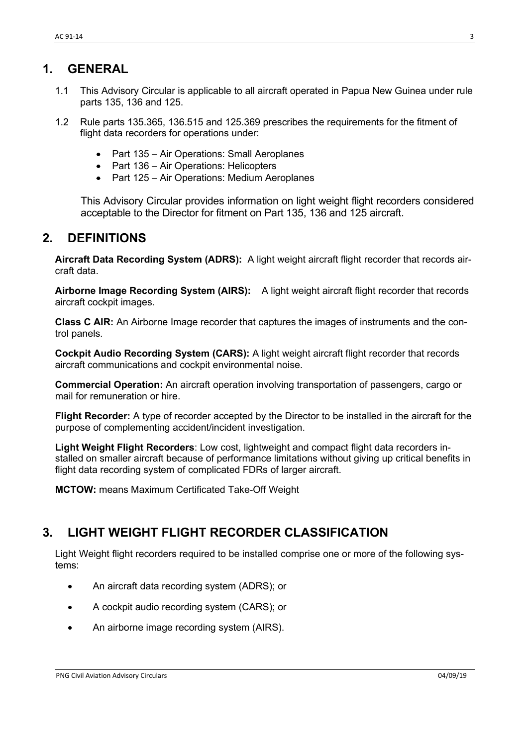## 1. GENERAL

1.1 This Advisory Circular is applicable to all aircraft operated in Papua New Guinea under rule parts 135, 136 and 125.

1.2 Rule parts 135.365, 136.515 and 125.369 prescribes the requirements for the fitment of flight data recorders for operations under:

- Part 135 – Air Operations: Small Aeroplanes
- Part 136 – Air Operations: Helicopters
- Part 125 – Air Operations: Medium Aeroplanes

This Advisory Circular provides information on light weight flight recorders considered acceptable to the Director for fitment on Part 135, 136 and 125 aircraft.

## 2. DEFINITIONS

**Aircraft Data Recording System (ADRS):** A light weight aircraft flight recorder that records aircraft data.

**Airborne Image Recording System (AIRS):** A light weight aircraft flight recorder that records aircraft cockpit images.

**Class C AIR:** An Airborne Image recorder that captures the images of instruments and the control panels.

**Cockpit Audio Recording System (CARS):** A light weight aircraft flight recorder that records aircraft communications and cockpit environmental noise.

**Commercial Operation:** An aircraft operation involving transportation of passengers, cargo or mail for remuneration or hire.

**Flight Recorder:** A type of recorder accepted by the Director to be installed in the aircraft for the purpose of complementing accident/incident investigation.

**Light Weight Flight Recorders**: Low cost, lightweight and compact flight data recorders installed on smaller aircraft because of performance limitations without giving up critical benefits in flight data recording system of complicated FDRs of larger aircraft.

**MCTOW:** means Maximum Certificated Take-Off Weight

## 3. LIGHT WEIGHT FLIGHT RECORDER CLASSIFICATION

Light Weight flight recorders required to be installed comprise one or more of the following systems:

- An aircraft data recording system (ADRS); or
- A cockpit audio recording system (CARS); or
- An airborne image recording system (AIRS).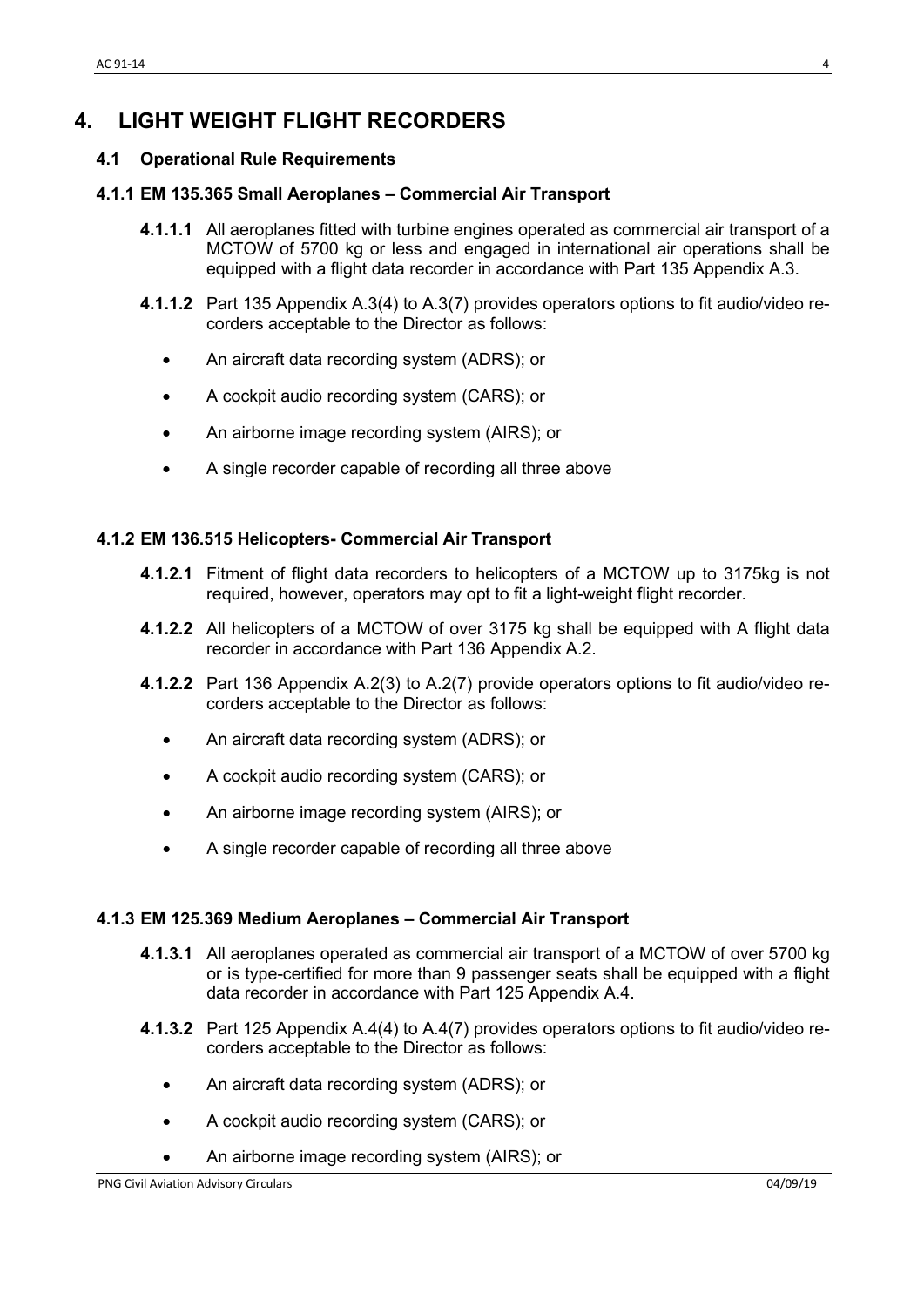# 4. LIGHT WEIGHT FLIGHT RECORDERS

## 4.1 Operational Rule Requirements

### 4.1.1 EM 135.365 Small Aeroplanes – Commercial Air Transport

**4.1.1.1** All aeroplanes fitted with turbine engines operated as commercial air transport of a MCTOW of 5700 kg or less and engaged in international air operations shall be equipped with a flight data recorder in accordance with Part 135 Appendix A.3.

**4.1.1.2** Part 135 Appendix A.3(4) to A.3(7) provides operators options to fit audio/video re-corders acceptable to the Director as follows:

- An aircraft data recording system (ADRS); or
- A cockpit audio recording system (CARS); or
- An airborne image recording system (AIRS); or
- A single recorder capable of recording all three above

### 4.1.2 EM 136.515 Helicopters- Commercial Air Transport

**4.1.2.1** Fitment of flight data recorders to helicopters of a MCTOW up to 3175kg is not required, however, operators may opt to fit a light-weight flight recorder.

**4.1.2.2** All helicopters of a MCTOW of over 3175 kg shall be equipped with A flight data recorder in accordance with Part 136 Appendix A.2.

**4.1.2.2** Part 136 Appendix A.2(3) to A.2(7) provide operators options to fit audio/video re-corders acceptable to the Director as follows:

- An aircraft data recording system (ADRS); or
- A cockpit audio recording system (CARS); or
- An airborne image recording system (AIRS); or
- A single recorder capable of recording all three above

### 4.1.3 EM 125.369 Medium Aeroplanes – Commercial Air Transport

**4.1.3.1** All aeroplanes operated as commercial air transport of a MCTOW of over 5700 kg or is type-certified for more than 9 passenger seats shall be equipped with a flight data recorder in accordance with Part 125 Appendix A.4.

**4.1.3.2** Part 125 Appendix A.4(4) to A.4(7) provides operators options to fit audio/video re-corders acceptable to the Director as follows:

- An aircraft data recording system (ADRS); or
- A cockpit audio recording system (CARS); or
- An airborne image recording system (AIRS); or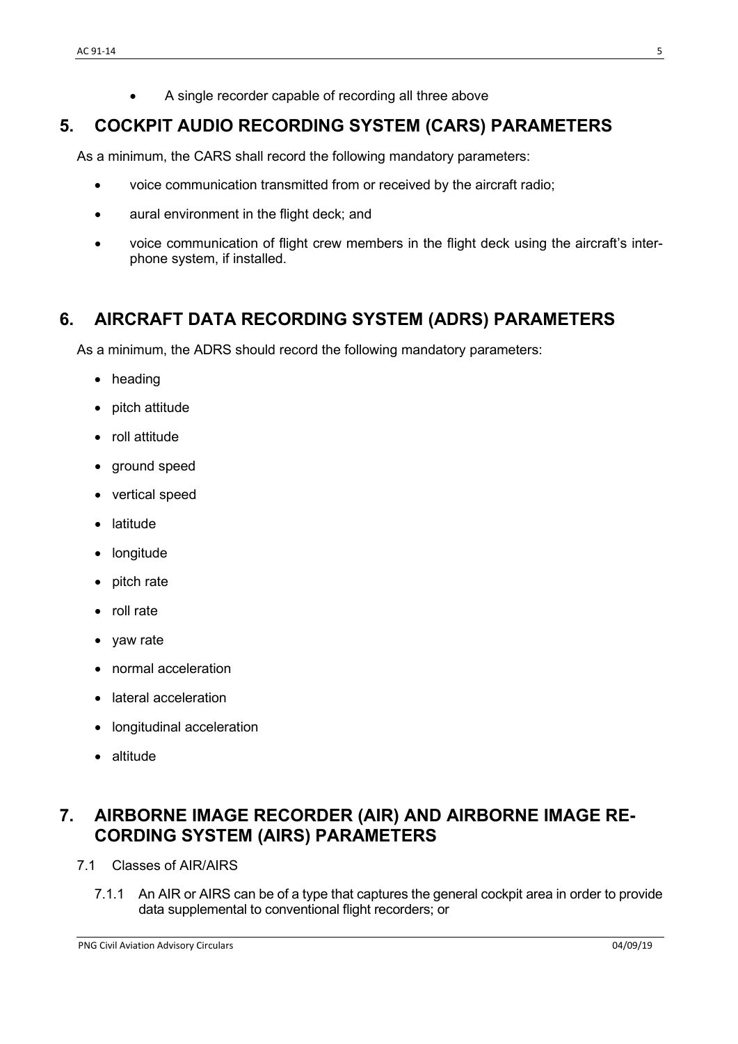- A single recorder capable of recording all three above

## 5. COCKPIT AUDIO RECORDING SYSTEM (CARS) PARAMETERS

As a minimum, the CARS shall record the following mandatory parameters:

- voice communication transmitted from or received by the aircraft radio;
- aural environment in the flight deck; and
- voice communication of flight crew members in the flight deck using the aircraft's inter-phone system, if installed.

## 6. AIRCRAFT DATA RECORDING SYSTEM (ADRS) PARAMETERS

As a minimum, the ADRS should record the following mandatory parameters:

- heading
- pitch attitude
- roll attitude
- ground speed
- vertical speed
- latitude
- longitude
- pitch rate
- roll rate
- yaw rate
- normal acceleration
- lateral acceleration
- longitudinal acceleration
- altitude

## 7. AIRBORNE IMAGE RECORDER (AIR) AND AIRBORNE IMAGE RECORDING SYSTEM (AIRS) PARAMETERS

7.1 Classes of AIR/AIRS

7.1.1 An AIR or AIRS can be of a type that captures the general cockpit area in order to provide data supplemental to conventional flight recorders; or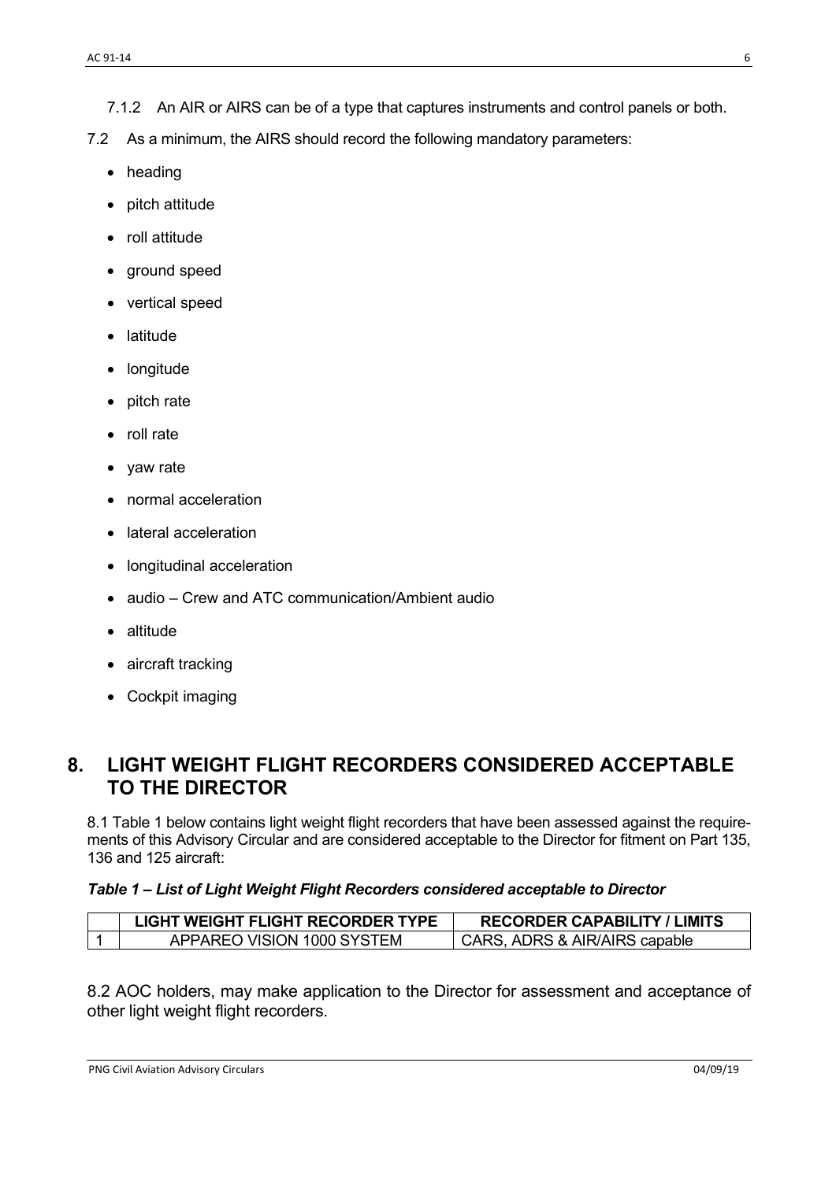7.1.2 An AIR or AIRS can be of a type that captures instruments and control panels or both.

7.2 As a minimum, the AIRS should record the following mandatory parameters:

- heading
- pitch attitude
- roll attitude
- ground speed
- vertical speed
- latitude
- longitude
- pitch rate
- roll rate
- yaw rate
- normal acceleration
- lateral acceleration
- longitudinal acceleration
- audio – Crew and ATC communication/Ambient audio
- altitude
- aircraft tracking
- Cockpit imaging

## 8. LIGHT WEIGHT FLIGHT RECORDERS CONSIDERED ACCEPTABLE TO THE DIRECTOR

8.1 Table 1 below contains light weight flight recorders that have been assessed against the requirements of this Advisory Circular and are considered acceptable to the Director for fitment on Part 135, 136 and 125 aircraft:

***Table 1 – List of Light Weight Flight Recorders considered acceptable to Director***

| | LIGHT WEIGHT FLIGHT RECORDER TYPE | RECORDER CAPABILITY / LIMITS |
|---|---|---|
| 1 | APPAREO VISION 1000 SYSTEM | CARS, ADRS & AIR/AIRS capable |

8.2 AOC holders, may make application to the Director for assessment and acceptance of other light weight flight recorders.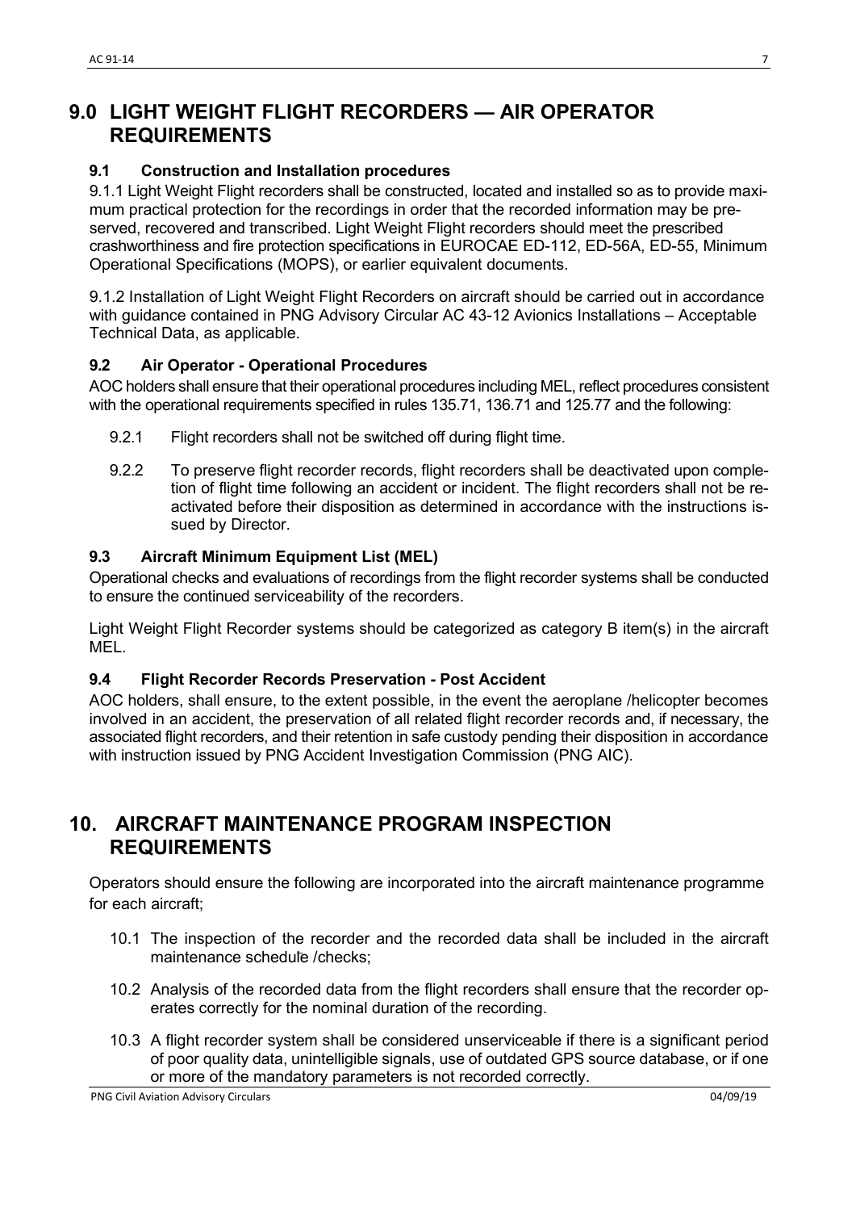# 9.0 LIGHT WEIGHT FLIGHT RECORDERS — AIR OPERATOR REQUIREMENTS

### 9.1 Construction and Installation procedures

9.1.1 Light Weight Flight recorders shall be constructed, located and installed so as to provide maximum practical protection for the recordings in order that the recorded information may be preserved, recovered and transcribed. Light Weight Flight recorders should meet the prescribed crashworthiness and fire protection specifications in EUROCAE ED-112, ED-56A, ED-55, Minimum Operational Specifications (MOPS), or earlier equivalent documents.

9.1.2 Installation of Light Weight Flight Recorders on aircraft should be carried out in accordance with guidance contained in PNG Advisory Circular AC 43-12 Avionics Installations – Acceptable Technical Data, as applicable.

### 9.2 Air Operator - Operational Procedures

AOC holders shall ensure that their operational procedures including MEL, reflect procedures consistent with the operational requirements specified in rules 135.71, 136.71 and 125.77 and the following:

- 9.2.1 Flight recorders shall not be switched off during flight time.
- 9.2.2 To preserve flight recorder records, flight recorders shall be deactivated upon completion of flight time following an accident or incident. The flight recorders shall not be reactivated before their disposition as determined in accordance with the instructions issued by Director.

### 9.3 Aircraft Minimum Equipment List (MEL)

Operational checks and evaluations of recordings from the flight recorder systems shall be conducted to ensure the continued serviceability of the recorders.

Light Weight Flight Recorder systems should be categorized as category B item(s) in the aircraft MEL.

### 9.4 Flight Recorder Records Preservation - Post Accident

AOC holders, shall ensure, to the extent possible, in the event the aeroplane /helicopter becomes involved in an accident, the preservation of all related flight recorder records and, if necessary, the associated flight recorders, and their retention in safe custody pending their disposition in accordance with instruction issued by PNG Accident Investigation Commission (PNG AIC).

# 10. AIRCRAFT MAINTENANCE PROGRAM INSPECTION REQUIREMENTS

Operators should ensure the following are incorporated into the aircraft maintenance programme for each aircraft;

- 10.1 The inspection of the recorder and the recorded data shall be included in the aircraft maintenance schedule /checks;
- 10.2 Analysis of the recorded data from the flight recorders shall ensure that the recorder operates correctly for the nominal duration of the recording.
- 10.3 A flight recorder system shall be considered unserviceable if there is a significant period of poor quality data, unintelligible signals, use of outdated GPS source database, or if one or more of the mandatory parameters is not recorded correctly.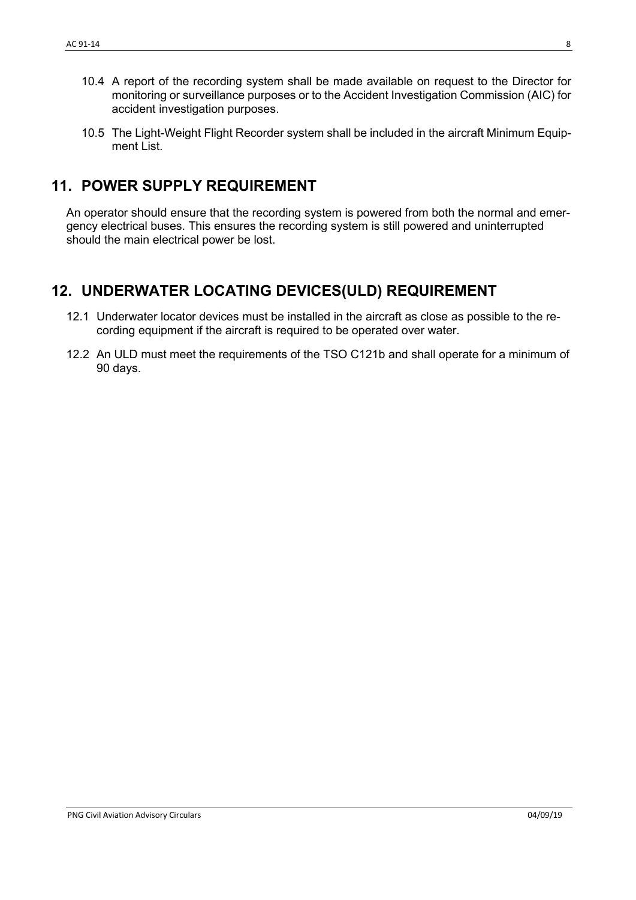10.4 A report of the recording system shall be made available on request to the Director for monitoring or surveillance purposes or to the Accident Investigation Commission (AIC) for accident investigation purposes.

10.5 The Light-Weight Flight Recorder system shall be included in the aircraft Minimum Equipment List.

## 11. POWER SUPPLY REQUIREMENT

An operator should ensure that the recording system is powered from both the normal and emergency electrical buses. This ensures the recording system is still powered and uninterrupted should the main electrical power be lost.

## 12. UNDERWATER LOCATING DEVICES(ULD) REQUIREMENT

12.1 Underwater locator devices must be installed in the aircraft as close as possible to the recording equipment if the aircraft is required to be operated over water.

12.2 An ULD must meet the requirements of the TSO C121b and shall operate for a minimum of 90 days.